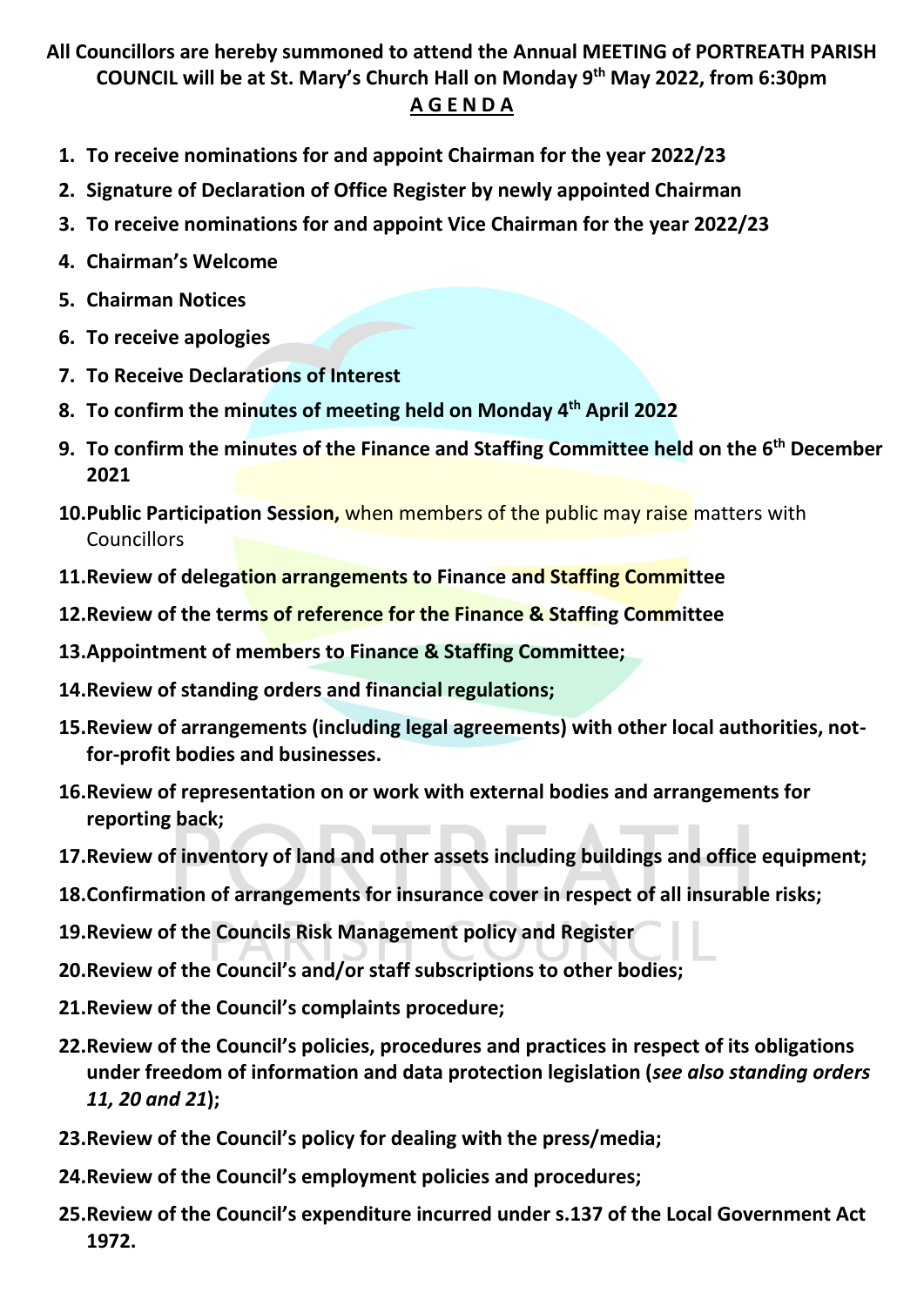**All Councillors are hereby summoned to attend the Annual MEETING of PORTREATH PARISH COUNCIL will be at St. Mary's Church Hall on Monday 9th May 2022, from 6:30pm**

## A G E N D A

1. **To receive nominations for and appoint Chairman for the year 2022/23**
2. **Signature of Declaration of Office Register by newly appointed Chairman**
3. **To receive nominations for and appoint Vice Chairman for the year 2022/23**
4. **Chairman's Welcome**
5. **Chairman Notices**
6. **To receive apologies**
7. **To Receive Declarations of Interest**
8. **To confirm the minutes of meeting held on Monday 4th April 2022**
9. **To confirm the minutes of the Finance and Staffing Committee held on the 6th December 2021**
10. **Public Participation Session,** when members of the public may raise matters with Councillors
11. **Review of delegation arrangements to Finance and Staffing Committee**
12. **Review of the terms of reference for the Finance & Staffing Committee**
13. **Appointment of members to Finance & Staffing Committee;**
14. **Review of standing orders and financial regulations;**
15. **Review of arrangements (including legal agreements) with other local authorities, not-for-profit bodies and businesses.**
16. **Review of representation on or work with external bodies and arrangements for reporting back;**
17. **Review of inventory of land and other assets including buildings and office equipment;**
18. **Confirmation of arrangements for insurance cover in respect of all insurable risks;**
19. **Review of the Councils Risk Management policy and Register**
20. **Review of the Council's and/or staff subscriptions to other bodies;**
21. **Review of the Council's complaints procedure;**
22. **Review of the Council's policies, procedures and practices in respect of its obligations under freedom of information and data protection legislation (*see also standing orders 11, 20 and 21*);**
23. **Review of the Council's policy for dealing with the press/media;**
24. **Review of the Council's employment policies and procedures;**
25. **Review of the Council's expenditure incurred under s.137 of the Local Government Act 1972.**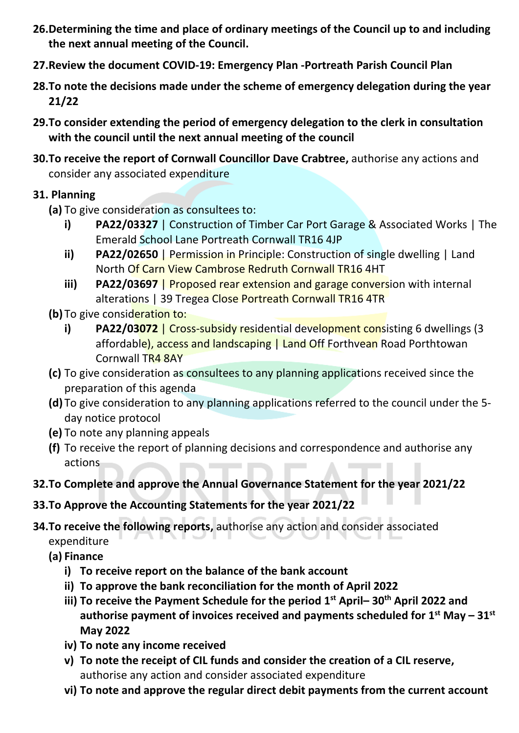**26. Determining the time and place of ordinary meetings of the Council up to and including the next annual meeting of the Council.**

**27. Review the document COVID-19: Emergency Plan -Portreath Parish Council Plan**

**28. To note the decisions made under the scheme of emergency delegation during the year 21/22**

**29. To consider extending the period of emergency delegation to the clerk in consultation with the council until the next annual meeting of the council**

**30. To receive the report of Cornwall Councillor Dave Crabtree,** authorise any actions and consider any associated expenditure

**31. Planning**

**(a)** To give consideration as consultees to:

i) **PA22/03327** | Construction of Timber Car Port Garage & Associated Works | The Emerald School Lane Portreath Cornwall TR16 4JP

ii) **PA22/02650** | Permission in Principle: Construction of single dwelling | Land North Of Carn View Cambrose Redruth Cornwall TR16 4HT

iii) **PA22/03697** | Proposed rear extension and garage conversion with internal alterations | 39 Tregea Close Portreath Cornwall TR16 4TR

**(b)** To give consideration to:

i) **PA22/03072** | Cross-subsidy residential development consisting 6 dwellings (3 affordable), access and landscaping | Land Off Forthvean Road Porthtowan Cornwall TR4 8AY

**(c)** To give consideration as consultees to any planning applications received since the preparation of this agenda

**(d)** To give consideration to any planning applications referred to the council under the 5-day notice protocol

**(e)** To note any planning appeals

**(f)** To receive the report of planning decisions and correspondence and authorise any actions

**32. To Complete and approve the Annual Governance Statement for the year 2021/22**

**33. To Approve the Accounting Statements for the year 2021/22**

**34. To receive the following reports,** authorise any action and consider associated expenditure

**(a) Finance**

i) **To receive report on the balance of the bank account**

ii) **To approve the bank reconciliation for the month of April 2022**

iii) **To receive the Payment Schedule for the period 1st April– 30th April 2022 and authorise payment of invoices received and payments scheduled for 1st May – 31st May 2022**

iv) **To note any income received**

v) **To note the receipt of CIL funds and consider the creation of a CIL reserve,** authorise any action and consider associated expenditure

vi) **To note and approve the regular direct debit payments from the current account**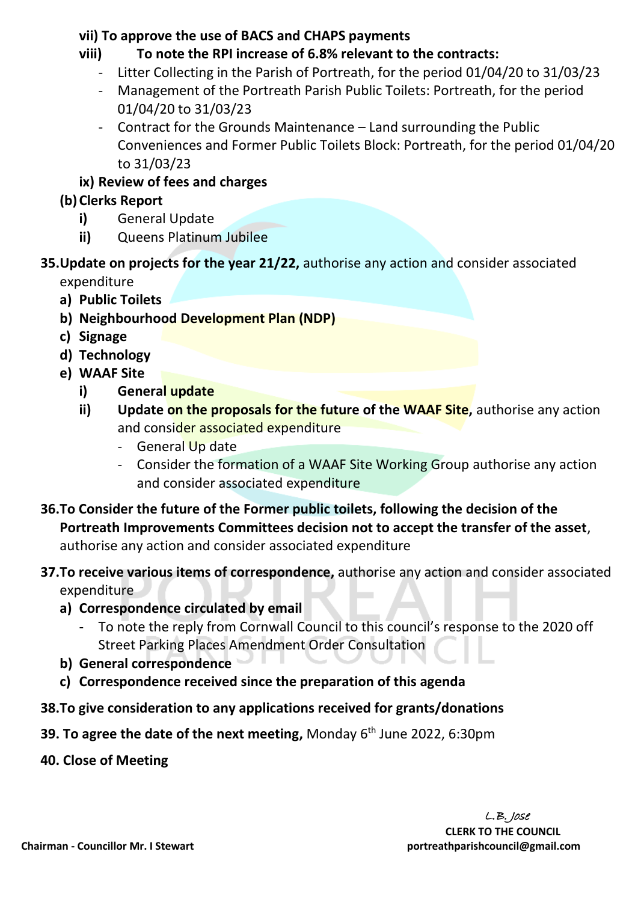**vii) To approve the use of BACS and CHAPS payments**

**viii) To note the RPI increase of 6.8% relevant to the contracts:**

- Litter Collecting in the Parish of Portreath, for the period 01/04/20 to 31/03/23
- Management of the Portreath Parish Public Toilets: Portreath, for the period 01/04/20 to 31/03/23
- Contract for the Grounds Maintenance – Land surrounding the Public Conveniences and Former Public Toilets Block: Portreath, for the period 01/04/20 to 31/03/23

**ix) Review of fees and charges**

**(b) Clerks Report**

- **i)** General Update
- **ii)** Queens Platinum Jubilee

**35. Update on projects for the year 21/22,** authorise any action and consider associated expenditure

- **a) Public Toilets**
- **b) Neighbourhood Development Plan (NDP)**
- **c) Signage**
- **d) Technology**
- **e) WAAF Site**
  - **i) General update**
  - **ii) Update on the proposals for the future of the WAAF Site,** authorise any action and consider associated expenditure
    - General Up date
    - Consider the formation of a WAAF Site Working Group authorise any action and consider associated expenditure

**36. To Consider the future of the Former public toilets, following the decision of the Portreath Improvements Committees decision not to accept the transfer of the asset**, authorise any action and consider associated expenditure

**37. To receive various items of correspondence,** authorise any action and consider associated expenditure

- **a) Correspondence circulated by email**
  - To note the reply from Cornwall Council to this council's response to the 2020 off Street Parking Places Amendment Order Consultation
- **b) General correspondence**
- **c) Correspondence received since the preparation of this agenda**

**38. To give consideration to any applications received for grants/donations**

**39. To agree the date of the next meeting,** Monday 6th June 2022, 6:30pm

**40. Close of Meeting**

L.B. Jose

**CLERK TO THE COUNCIL**

**portreathparishcouncil@gmail.com**

**Chairman - Councillor Mr. I Stewart**